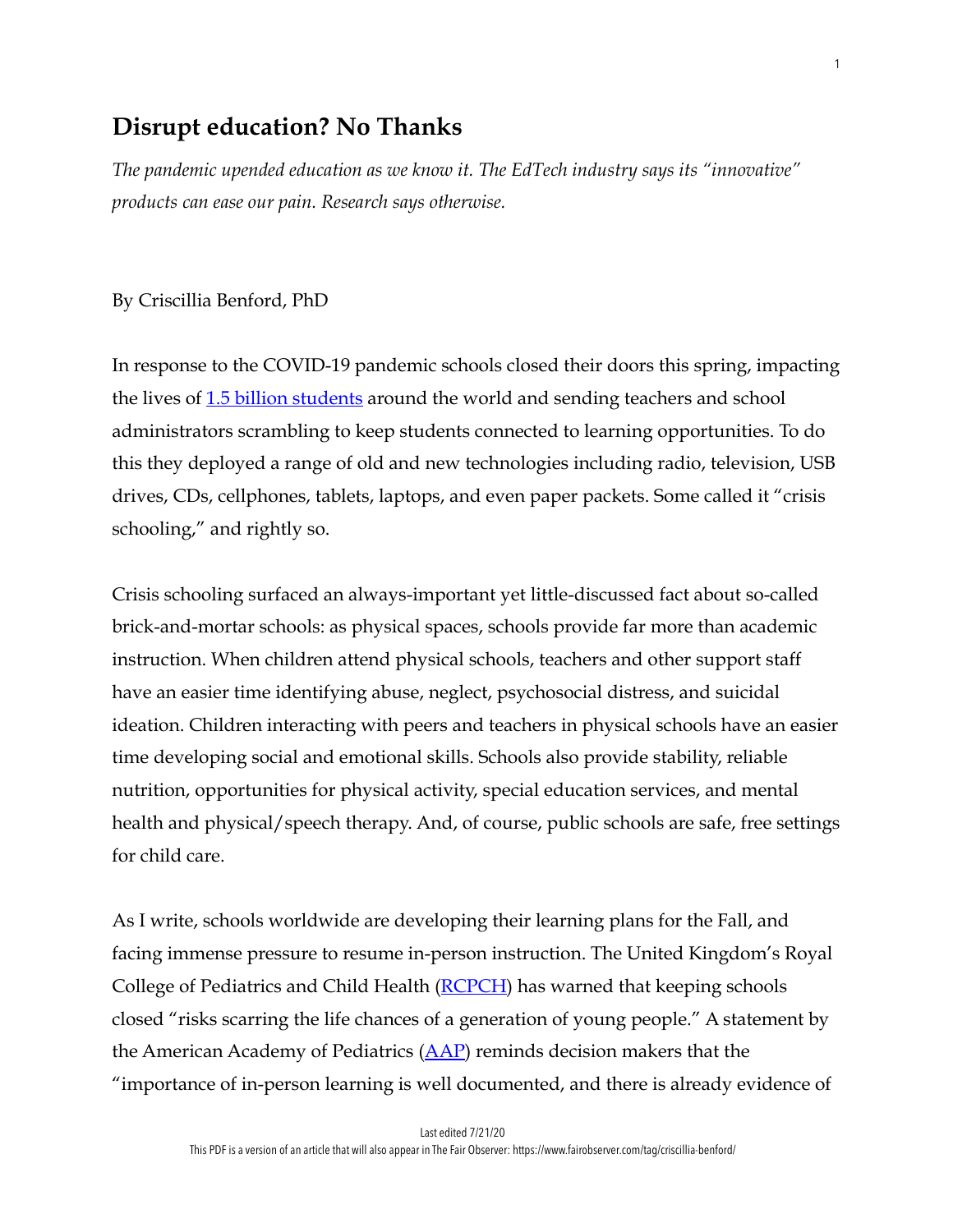# Disrupt education? No Thanks

*The pandemic upended education as we know it. The EdTech industry says its "innovative" products can ease our pain. Research says otherwise.*

By Criscillia Benford, PhD

In response to the COVID-19 pandemic schools closed their doors this spring, impacting the lives of [1.5 billion students]() around the world and sending teachers and school administrators scrambling to keep students connected to learning opportunities. To do this they deployed a range of old and new technologies including radio, television, USB drives, CDs, cellphones, tablets, laptops, and even paper packets. Some called it "crisis schooling," and rightly so.

Crisis schooling surfaced an always-important yet little-discussed fact about so-called brick-and-mortar schools: as physical spaces, schools provide far more than academic instruction. When children attend physical schools, teachers and other support staff have an easier time identifying abuse, neglect, psychosocial distress, and suicidal ideation. Children interacting with peers and teachers in physical schools have an easier time developing social and emotional skills. Schools also provide stability, reliable nutrition, opportunities for physical activity, special education services, and mental health and physical/speech therapy. And, of course, public schools are safe, free settings for child care.

As I write, schools worldwide are developing their learning plans for the Fall, and facing immense pressure to resume in-person instruction. The United Kingdom's Royal College of Pediatrics and Child Health ([RCPCH]()) has warned that keeping schools closed "risks scarring the life chances of a generation of young people." A statement by the American Academy of Pediatrics ([AAP]()) reminds decision makers that the "importance of in-person learning is well documented, and there is already evidence of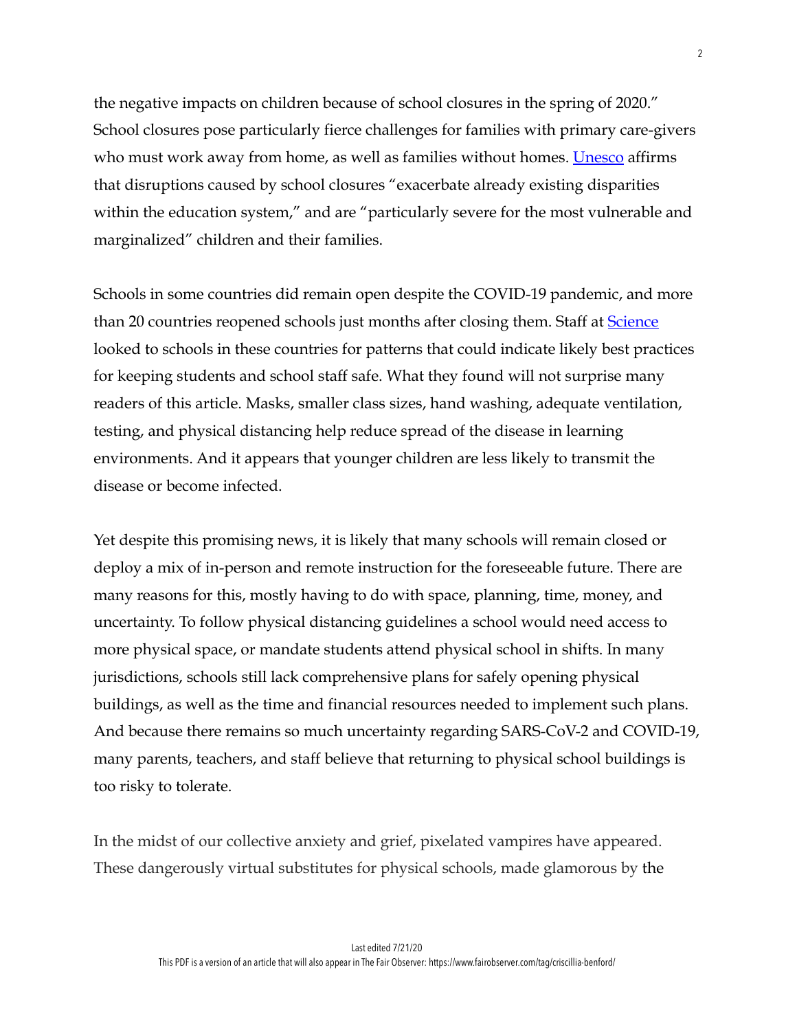the negative impacts on children because of school closures in the spring of 2020." School closures pose particularly fierce challenges for families with primary care-givers who must work away from home, as well as families without homes. Unesco affirms that disruptions caused by school closures "exacerbate already existing disparities within the education system," and are "particularly severe for the most vulnerable and marginalized" children and their families.

Schools in some countries did remain open despite the COVID-19 pandemic, and more than 20 countries reopened schools just months after closing them. Staff at Science looked to schools in these countries for patterns that could indicate likely best practices for keeping students and school staff safe. What they found will not surprise many readers of this article. Masks, smaller class sizes, hand washing, adequate ventilation, testing, and physical distancing help reduce spread of the disease in learning environments. And it appears that younger children are less likely to transmit the disease or become infected.

Yet despite this promising news, it is likely that many schools will remain closed or deploy a mix of in-person and remote instruction for the foreseeable future. There are many reasons for this, mostly having to do with space, planning, time, money, and uncertainty. To follow physical distancing guidelines a school would need access to more physical space, or mandate students attend physical school in shifts. In many jurisdictions, schools still lack comprehensive plans for safely opening physical buildings, as well as the time and financial resources needed to implement such plans. And because there remains so much uncertainty regarding SARS-CoV-2 and COVID-19, many parents, teachers, and staff believe that returning to physical school buildings is too risky to tolerate.

In the midst of our collective anxiety and grief, pixelated vampires have appeared. These dangerously virtual substitutes for physical schools, made glamorous by the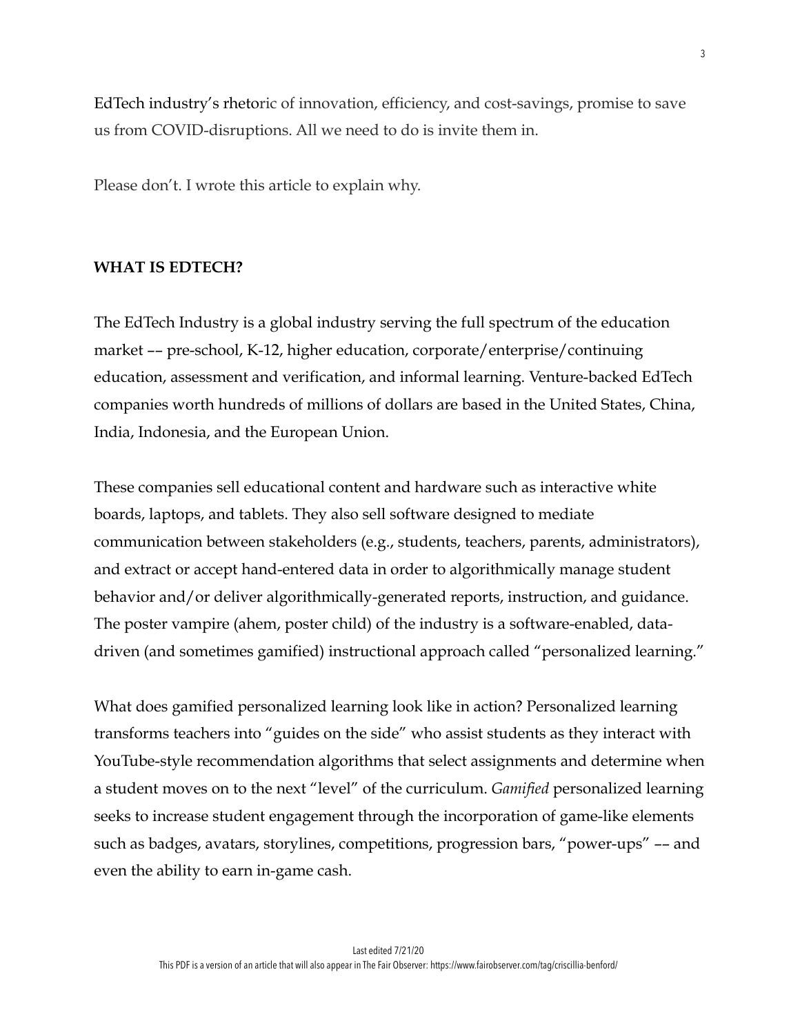EdTech industry's rhetoric of innovation, efficiency, and cost-savings, promise to save us from COVID-disruptions. All we need to do is invite them in.

Please don't. I wrote this article to explain why.

**WHAT IS EDTECH?**

The EdTech Industry is a global industry serving the full spectrum of the education market –– pre-school, K-12, higher education, corporate/enterprise/continuing education, assessment and verification, and informal learning. Venture-backed EdTech companies worth hundreds of millions of dollars are based in the United States, China, India, Indonesia, and the European Union.

These companies sell educational content and hardware such as interactive white boards, laptops, and tablets. They also sell software designed to mediate communication between stakeholders (e.g., students, teachers, parents, administrators), and extract or accept hand-entered data in order to algorithmically manage student behavior and/or deliver algorithmically-generated reports, instruction, and guidance. The poster vampire (ahem, poster child) of the industry is a software-enabled, data-driven (and sometimes gamified) instructional approach called "personalized learning."

What does gamified personalized learning look like in action? Personalized learning transforms teachers into "guides on the side" who assist students as they interact with YouTube-style recommendation algorithms that select assignments and determine when a student moves on to the next "level" of the curriculum. *Gamified* personalized learning seeks to increase student engagement through the incorporation of game-like elements such as badges, avatars, storylines, competitions, progression bars, "power-ups" –– and even the ability to earn in-game cash.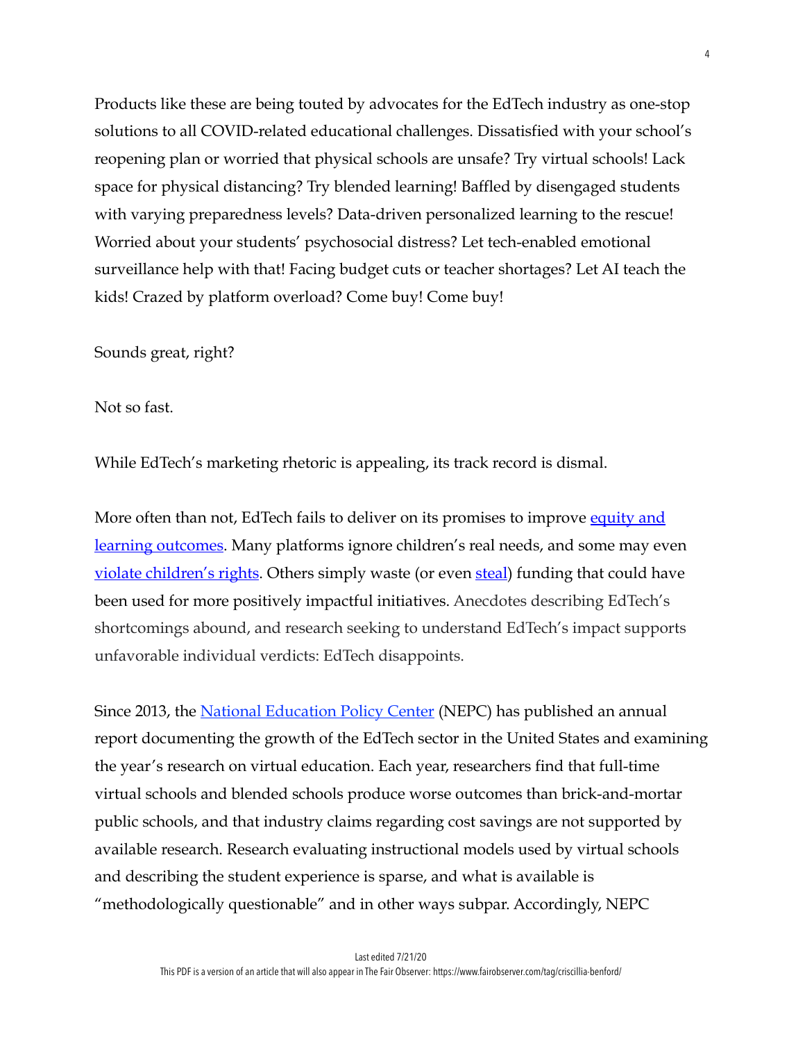Products like these are being touted by advocates for the EdTech industry as one-stop solutions to all COVID-related educational challenges. Dissatisfied with your school's reopening plan or worried that physical schools are unsafe? Try virtual schools! Lack space for physical distancing? Try blended learning! Baffled by disengaged students with varying preparedness levels? Data-driven personalized learning to the rescue! Worried about your students' psychosocial distress? Let tech-enabled emotional surveillance help with that! Facing budget cuts or teacher shortages? Let AI teach the kids! Crazed by platform overload? Come buy! Come buy!

Sounds great, right?

Not so fast.

While EdTech's marketing rhetoric is appealing, its track record is dismal.

More often than not, EdTech fails to deliver on its promises to improve equity and learning outcomes. Many platforms ignore children's real needs, and some may even violate children's rights. Others simply waste (or even steal) funding that could have been used for more positively impactful initiatives. Anecdotes describing EdTech's shortcomings abound, and research seeking to understand EdTech's impact supports unfavorable individual verdicts: EdTech disappoints.

Since 2013, the National Education Policy Center (NEPC) has published an annual report documenting the growth of the EdTech sector in the United States and examining the year's research on virtual education. Each year, researchers find that full-time virtual schools and blended schools produce worse outcomes than brick-and-mortar public schools, and that industry claims regarding cost savings are not supported by available research. Research evaluating instructional models used by virtual schools and describing the student experience is sparse, and what is available is "methodologically questionable" and in other ways subpar. Accordingly, NEPC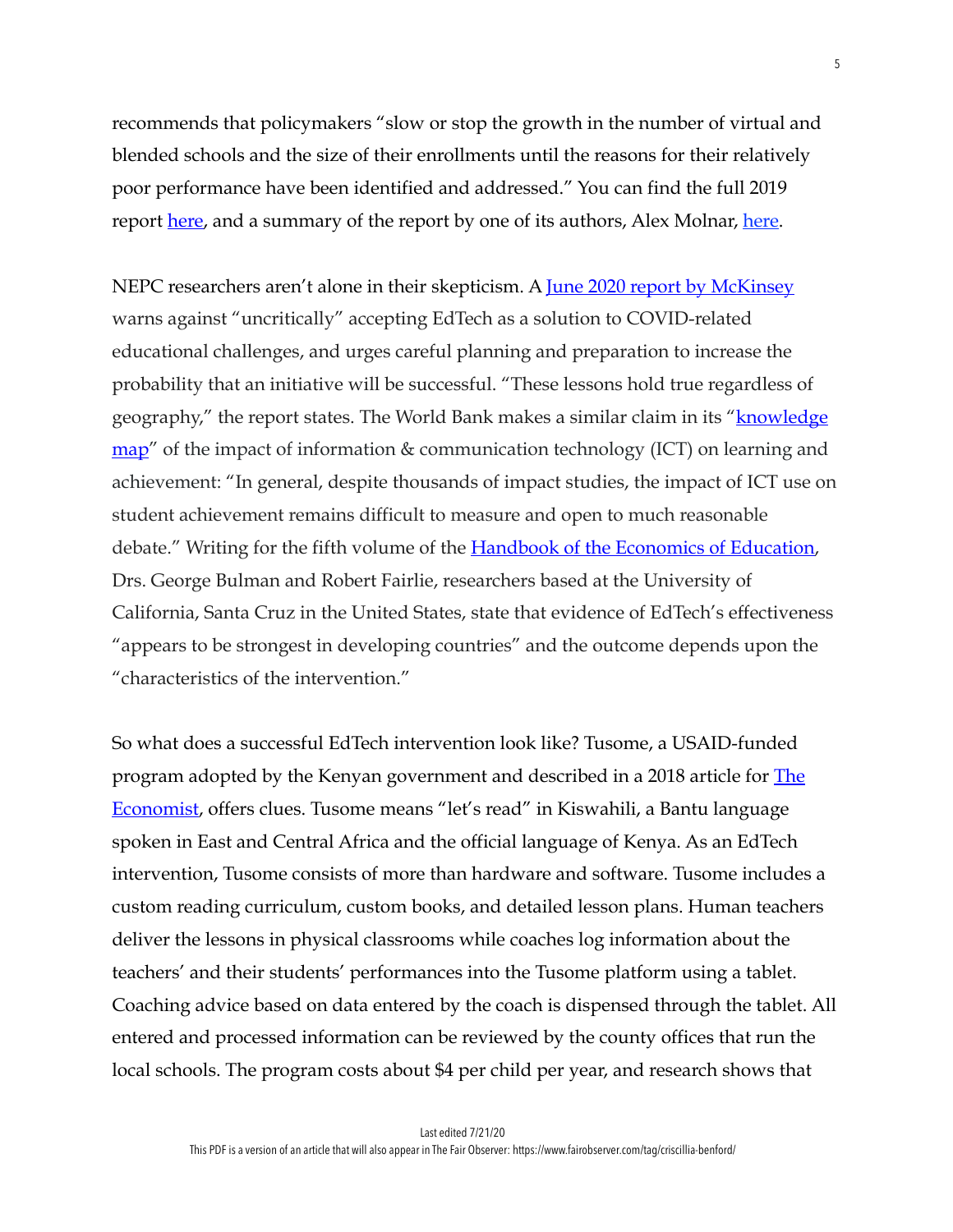recommends that policymakers "slow or stop the growth in the number of virtual and blended schools and the size of their enrollments until the reasons for their relatively poor performance have been identified and addressed." You can find the full 2019 report here, and a summary of the report by one of its authors, Alex Molnar, here.

NEPC researchers aren't alone in their skepticism. A June 2020 report by McKinsey warns against "uncritically" accepting EdTech as a solution to COVID-related educational challenges, and urges careful planning and preparation to increase the probability that an initiative will be successful. "These lessons hold true regardless of geography," the report states. The World Bank makes a similar claim in its "knowledge map" of the impact of information & communication technology (ICT) on learning and achievement: "In general, despite thousands of impact studies, the impact of ICT use on student achievement remains difficult to measure and open to much reasonable debate." Writing for the fifth volume of the Handbook of the Economics of Education, Drs. George Bulman and Robert Fairlie, researchers based at the University of California, Santa Cruz in the United States, state that evidence of EdTech's effectiveness "appears to be strongest in developing countries" and the outcome depends upon the "characteristics of the intervention."

So what does a successful EdTech intervention look like? Tusome, a USAID-funded program adopted by the Kenyan government and described in a 2018 article for The Economist, offers clues. Tusome means "let's read" in Kiswahili, a Bantu language spoken in East and Central Africa and the official language of Kenya. As an EdTech intervention, Tusome consists of more than hardware and software. Tusome includes a custom reading curriculum, custom books, and detailed lesson plans. Human teachers deliver the lessons in physical classrooms while coaches log information about the teachers' and their students' performances into the Tusome platform using a tablet. Coaching advice based on data entered by the coach is dispensed through the tablet. All entered and processed information can be reviewed by the county offices that run the local schools. The program costs about $4 per child per year, and research shows that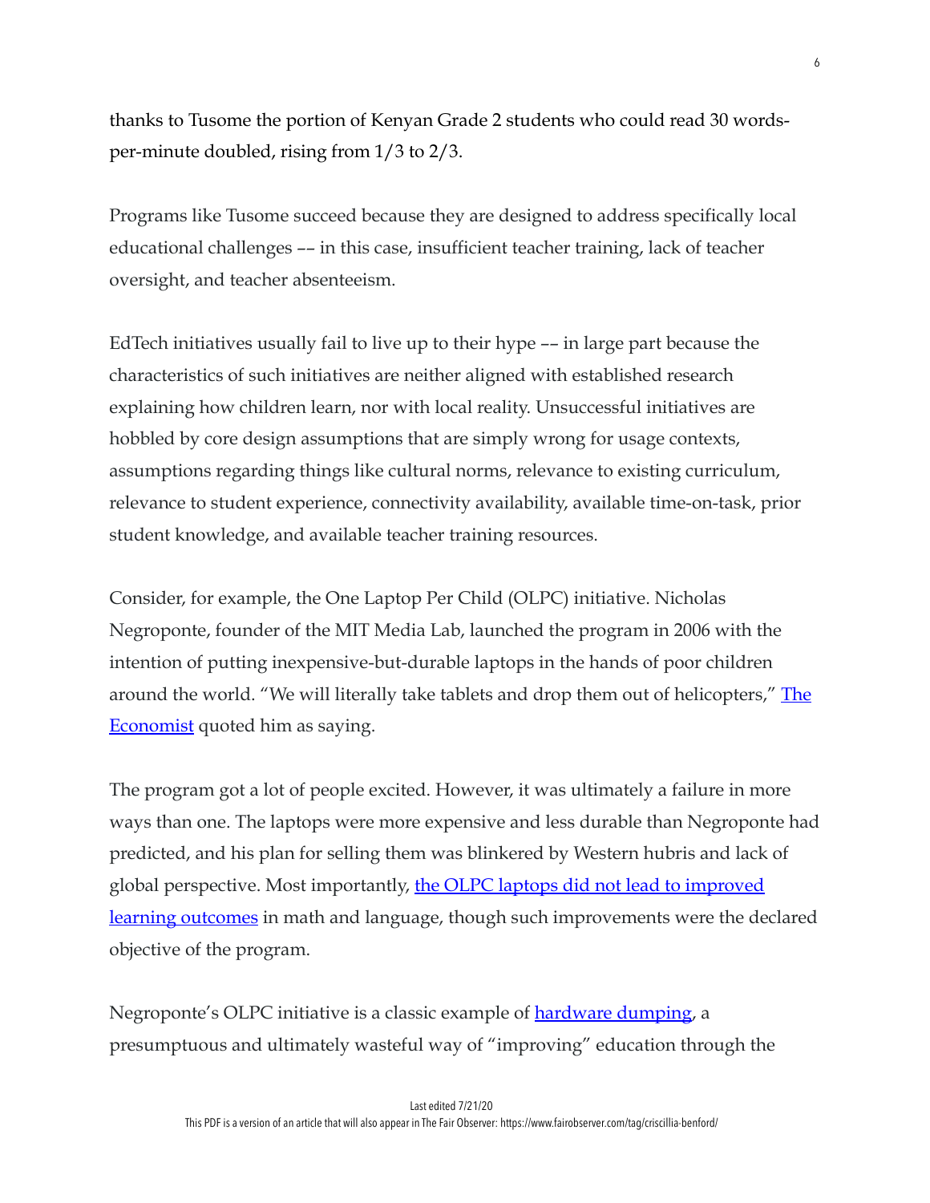thanks to Tusome the portion of Kenyan Grade 2 students who could read 30 words-per-minute doubled, rising from 1/3 to 2/3.

Programs like Tusome succeed because they are designed to address specifically local educational challenges –– in this case, insufficient teacher training, lack of teacher oversight, and teacher absenteeism.

EdTech initiatives usually fail to live up to their hype –– in large part because the characteristics of such initiatives are neither aligned with established research explaining how children learn, nor with local reality. Unsuccessful initiatives are hobbled by core design assumptions that are simply wrong for usage contexts, assumptions regarding things like cultural norms, relevance to existing curriculum, relevance to student experience, connectivity availability, available time-on-task, prior student knowledge, and available teacher training resources.

Consider, for example, the One Laptop Per Child (OLPC) initiative. Nicholas Negroponte, founder of the MIT Media Lab, launched the program in 2006 with the intention of putting inexpensive-but-durable laptops in the hands of poor children around the world. "We will literally take tablets and drop them out of helicopters," The Economist quoted him as saying.

The program got a lot of people excited. However, it was ultimately a failure in more ways than one. The laptops were more expensive and less durable than Negroponte had predicted, and his plan for selling them was blinkered by Western hubris and lack of global perspective. Most importantly, the OLPC laptops did not lead to improved learning outcomes in math and language, though such improvements were the declared objective of the program.

Negroponte's OLPC initiative is a classic example of hardware dumping, a presumptuous and ultimately wasteful way of "improving" education through the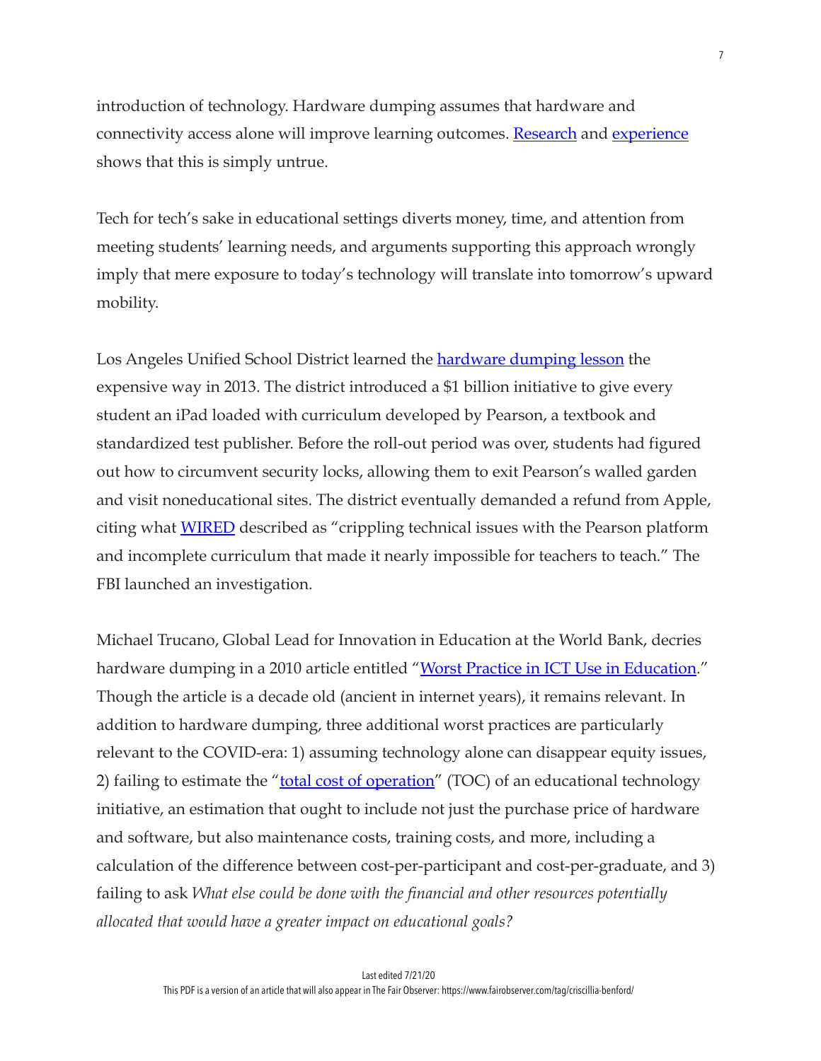introduction of technology. Hardware dumping assumes that hardware and connectivity access alone will improve learning outcomes. Research and experience shows that this is simply untrue.

Tech for tech's sake in educational settings diverts money, time, and attention from meeting students' learning needs, and arguments supporting this approach wrongly imply that mere exposure to today's technology will translate into tomorrow's upward mobility.

Los Angeles Unified School District learned the hardware dumping lesson the expensive way in 2013. The district introduced a $1 billion initiative to give every student an iPad loaded with curriculum developed by Pearson, a textbook and standardized test publisher. Before the roll-out period was over, students had figured out how to circumvent security locks, allowing them to exit Pearson's walled garden and visit noneducational sites. The district eventually demanded a refund from Apple, citing what WIRED described as "crippling technical issues with the Pearson platform and incomplete curriculum that made it nearly impossible for teachers to teach." The FBI launched an investigation.

Michael Trucano, Global Lead for Innovation in Education at the World Bank, decries hardware dumping in a 2010 article entitled "Worst Practice in ICT Use in Education." Though the article is a decade old (ancient in internet years), it remains relevant. In addition to hardware dumping, three additional worst practices are particularly relevant to the COVID-era: 1) assuming technology alone can disappear equity issues, 2) failing to estimate the "total cost of operation" (TOC) of an educational technology initiative, an estimation that ought to include not just the purchase price of hardware and software, but also maintenance costs, training costs, and more, including a calculation of the difference between cost-per-participant and cost-per-graduate, and 3) failing to ask *What else could be done with the financial and other resources potentially allocated that would have a greater impact on educational goals?*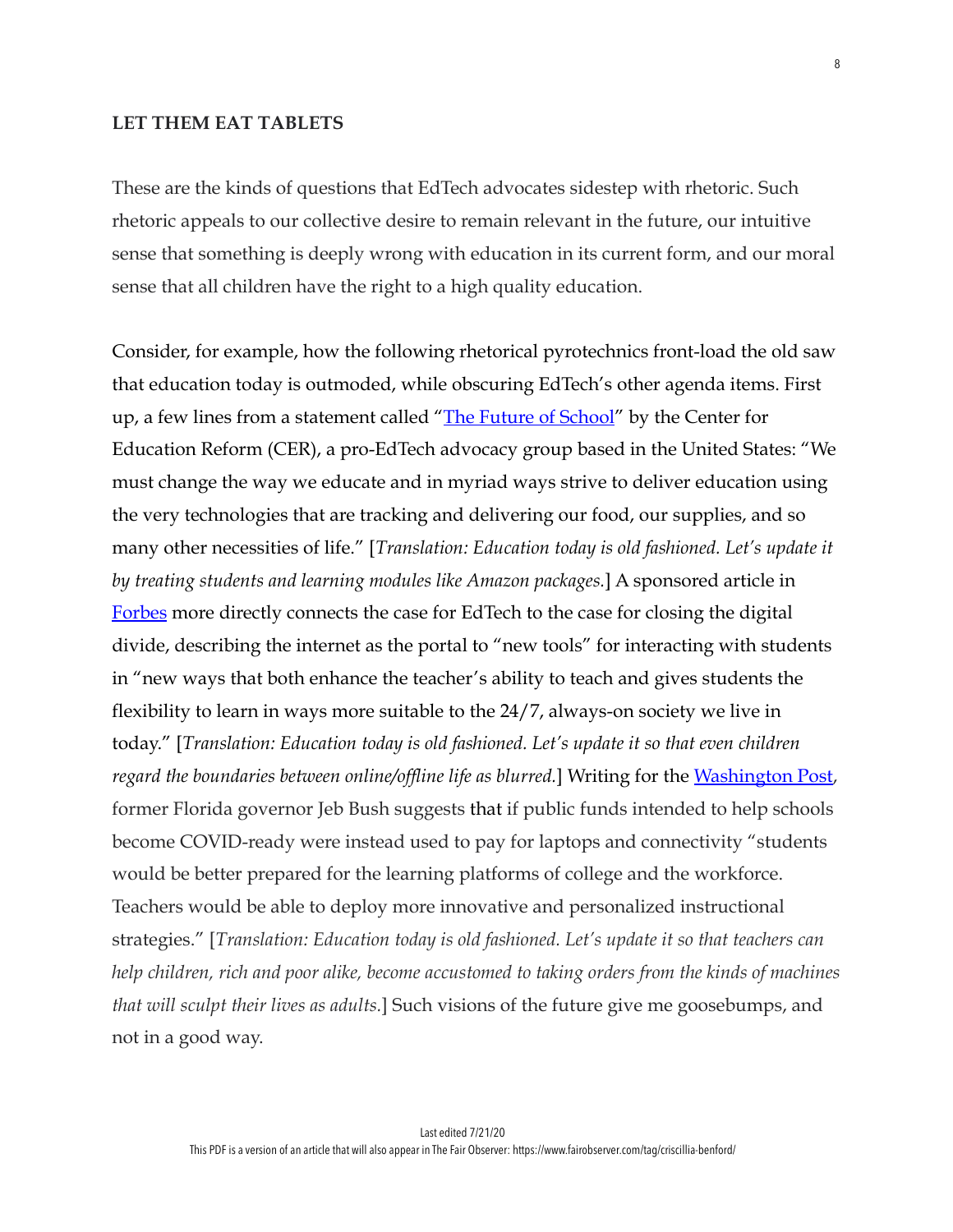**LET THEM EAT TABLETS**

These are the kinds of questions that EdTech advocates sidestep with rhetoric. Such rhetoric appeals to our collective desire to remain relevant in the future, our intuitive sense that something is deeply wrong with education in its current form, and our moral sense that all children have the right to a high quality education.

Consider, for example, how the following rhetorical pyrotechnics front-load the old saw that education today is outmoded, while obscuring EdTech's other agenda items. First up, a few lines from a statement called "The Future of School" by the Center for Education Reform (CER), a pro-EdTech advocacy group based in the United States: "We must change the way we educate and in myriad ways strive to deliver education using the very technologies that are tracking and delivering our food, our supplies, and so many other necessities of life." [*Translation: Education today is old fashioned. Let's update it by treating students and learning modules like Amazon packages.*] A sponsored article in Forbes more directly connects the case for EdTech to the case for closing the digital divide, describing the internet as the portal to "new tools" for interacting with students in "new ways that both enhance the teacher's ability to teach and gives students the flexibility to learn in ways more suitable to the 24/7, always-on society we live in today." [*Translation: Education today is old fashioned. Let's update it so that even children regard the boundaries between online/offline life as blurred.*] Writing for the Washington Post, former Florida governor Jeb Bush suggests that if public funds intended to help schools become COVID-ready were instead used to pay for laptops and connectivity "students would be better prepared for the learning platforms of college and the workforce. Teachers would be able to deploy more innovative and personalized instructional strategies." [*Translation: Education today is old fashioned. Let's update it so that teachers can help children, rich and poor alike, become accustomed to taking orders from the kinds of machines that will sculpt their lives as adults.*] Such visions of the future give me goosebumps, and not in a good way.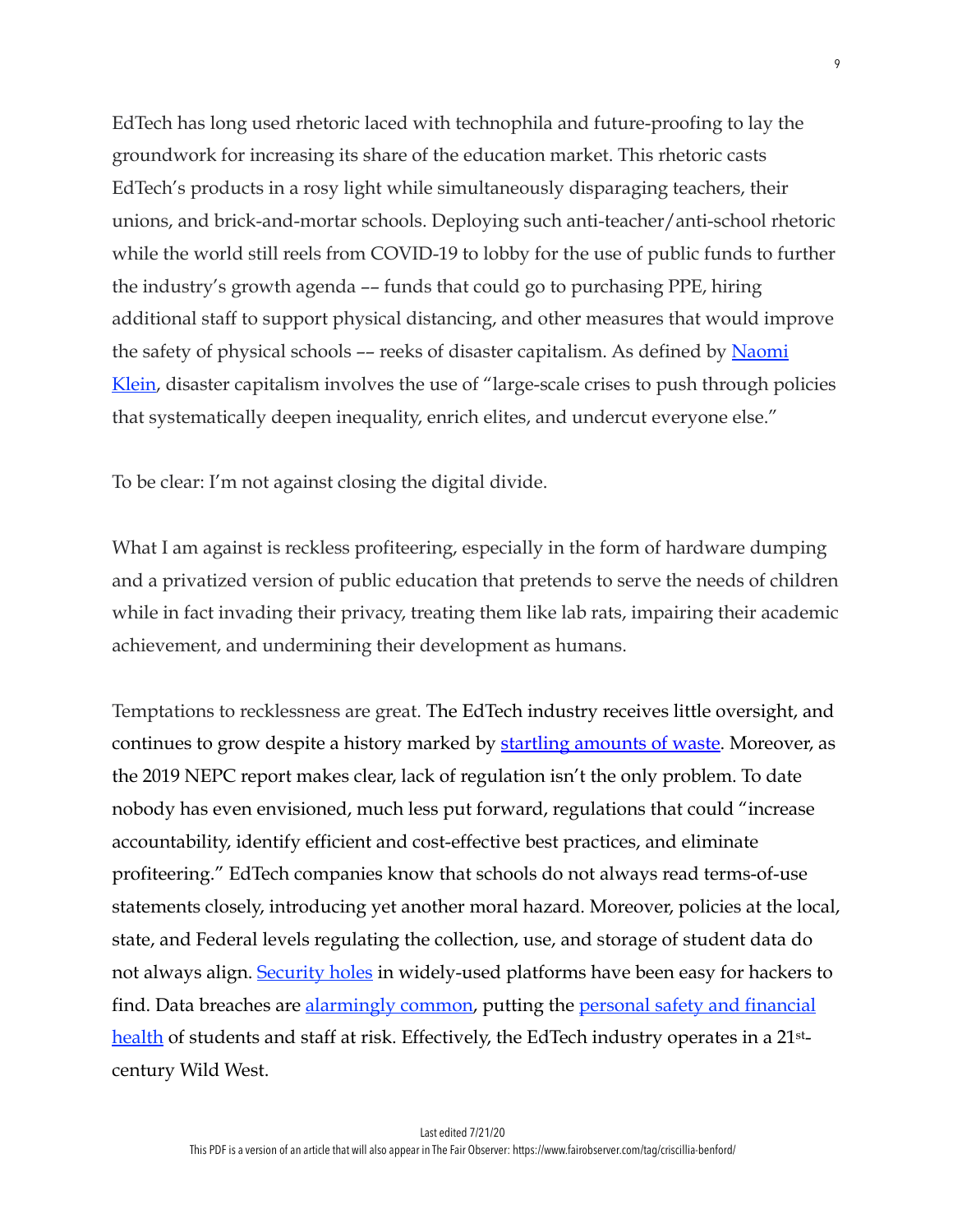EdTech has long used rhetoric laced with technophila and future-proofing to lay the groundwork for increasing its share of the education market. This rhetoric casts EdTech's products in a rosy light while simultaneously disparaging teachers, their unions, and brick-and-mortar schools. Deploying such anti-teacher/anti-school rhetoric while the world still reels from COVID-19 to lobby for the use of public funds to further the industry's growth agenda –– funds that could go to purchasing PPE, hiring additional staff to support physical distancing, and other measures that would improve the safety of physical schools –– reeks of disaster capitalism. As defined by [Naomi Klein](), disaster capitalism involves the use of "large-scale crises to push through policies that systematically deepen inequality, enrich elites, and undercut everyone else."

To be clear: I'm not against closing the digital divide.

What I am against is reckless profiteering, especially in the form of hardware dumping and a privatized version of public education that pretends to serve the needs of children while in fact invading their privacy, treating them like lab rats, impairing their academic achievement, and undermining their development as humans.

Temptations to recklessness are great. The EdTech industry receives little oversight, and continues to grow despite a history marked by [startling amounts of waste](). Moreover, as the 2019 NEPC report makes clear, lack of regulation isn't the only problem. To date nobody has even envisioned, much less put forward, regulations that could "increase accountability, identify efficient and cost-effective best practices, and eliminate profiteering." EdTech companies know that schools do not always read terms-of-use statements closely, introducing yet another moral hazard. Moreover, policies at the local, state, and Federal levels regulating the collection, use, and storage of student data do not always align. [Security holes]() in widely-used platforms have been easy for hackers to find. Data breaches are [alarmingly common](), putting the [personal safety and financial health]() of students and staff at risk. Effectively, the EdTech industry operates in a 21st-century Wild West.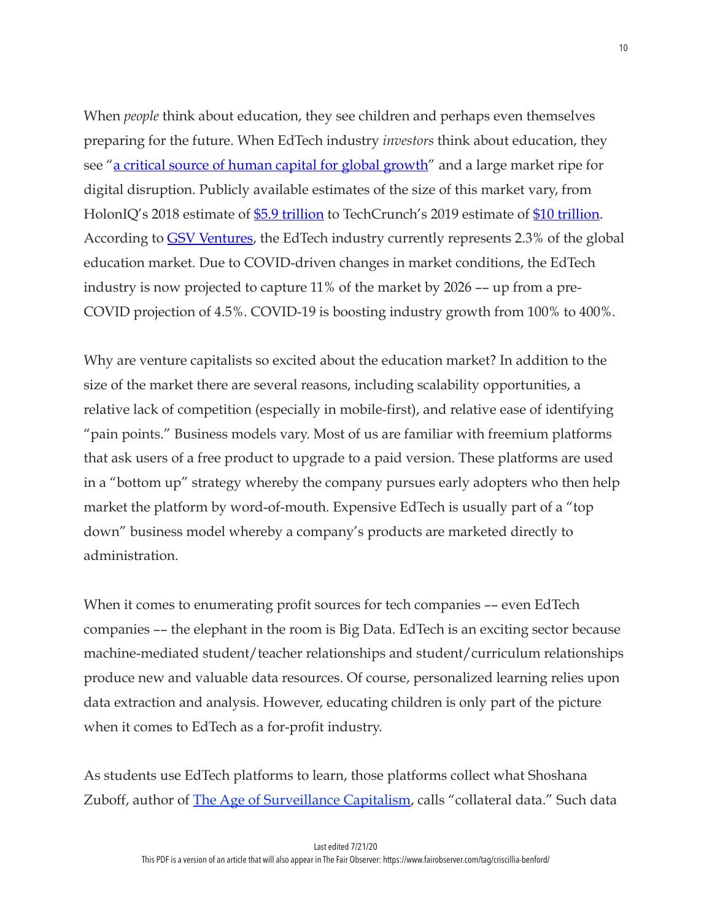When *people* think about education, they see children and perhaps even themselves preparing for the future. When EdTech industry *investors* think about education, they see "a critical source of human capital for global growth" and a large market ripe for digital disruption. Publicly available estimates of the size of this market vary, from HolonIQ's 2018 estimate of $5.9 trillion to TechCrunch's 2019 estimate of $10 trillion. According to GSV Ventures, the EdTech industry currently represents 2.3% of the global education market. Due to COVID-driven changes in market conditions, the EdTech industry is now projected to capture 11% of the market by 2026 –– up from a pre-COVID projection of 4.5%. COVID-19 is boosting industry growth from 100% to 400%.

Why are venture capitalists so excited about the education market? In addition to the size of the market there are several reasons, including scalability opportunities, a relative lack of competition (especially in mobile-first), and relative ease of identifying "pain points." Business models vary. Most of us are familiar with freemium platforms that ask users of a free product to upgrade to a paid version. These platforms are used in a "bottom up" strategy whereby the company pursues early adopters who then help market the platform by word-of-mouth. Expensive EdTech is usually part of a "top down" business model whereby a company's products are marketed directly to administration.

When it comes to enumerating profit sources for tech companies –– even EdTech companies –– the elephant in the room is Big Data. EdTech is an exciting sector because machine-mediated student/teacher relationships and student/curriculum relationships produce new and valuable data resources. Of course, personalized learning relies upon data extraction and analysis. However, educating children is only part of the picture when it comes to EdTech as a for-profit industry.

As students use EdTech platforms to learn, those platforms collect what Shoshana Zuboff, author of The Age of Surveillance Capitalism, calls "collateral data." Such data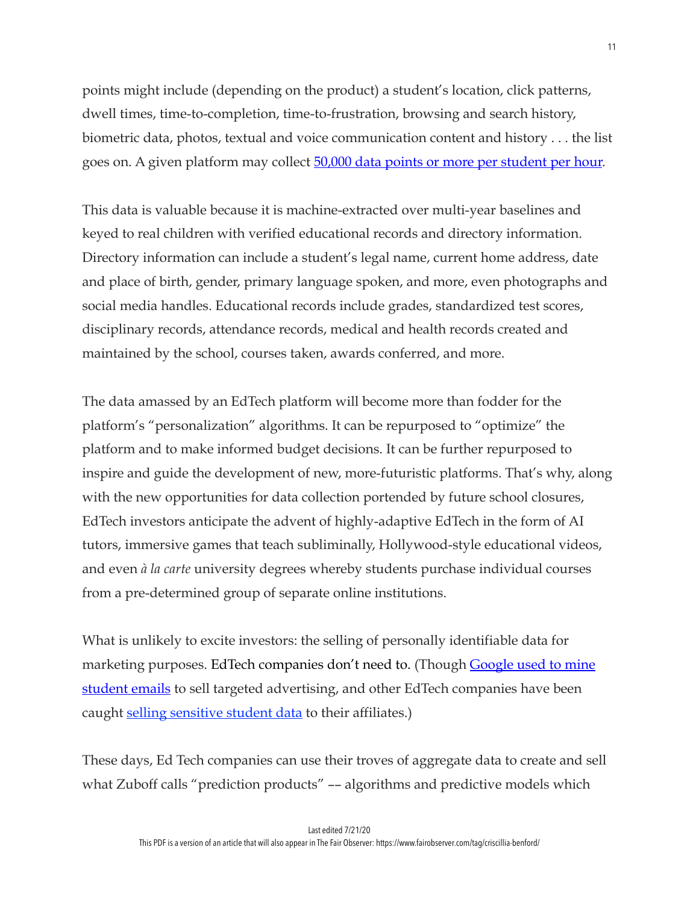points might include (depending on the product) a student's location, click patterns, dwell times, time-to-completion, time-to-frustration, browsing and search history, biometric data, photos, textual and voice communication content and history . . . the list goes on. A given platform may collect 50,000 data points or more per student per hour.

This data is valuable because it is machine-extracted over multi-year baselines and keyed to real children with verified educational records and directory information. Directory information can include a student's legal name, current home address, date and place of birth, gender, primary language spoken, and more, even photographs and social media handles. Educational records include grades, standardized test scores, disciplinary records, attendance records, medical and health records created and maintained by the school, courses taken, awards conferred, and more.

The data amassed by an EdTech platform will become more than fodder for the platform's "personalization" algorithms. It can be repurposed to "optimize" the platform and to make informed budget decisions. It can be further repurposed to inspire and guide the development of new, more-futuristic platforms. That's why, along with the new opportunities for data collection portended by future school closures, EdTech investors anticipate the advent of highly-adaptive EdTech in the form of AI tutors, immersive games that teach subliminally, Hollywood-style educational videos, and even *à la carte* university degrees whereby students purchase individual courses from a pre-determined group of separate online institutions.

What is unlikely to excite investors: the selling of personally identifiable data for marketing purposes. EdTech companies don't need to. (Though Google used to mine student emails to sell targeted advertising, and other EdTech companies have been caught selling sensitive student data to their affiliates.)

These days, Ed Tech companies can use their troves of aggregate data to create and sell what Zuboff calls "prediction products" –– algorithms and predictive models which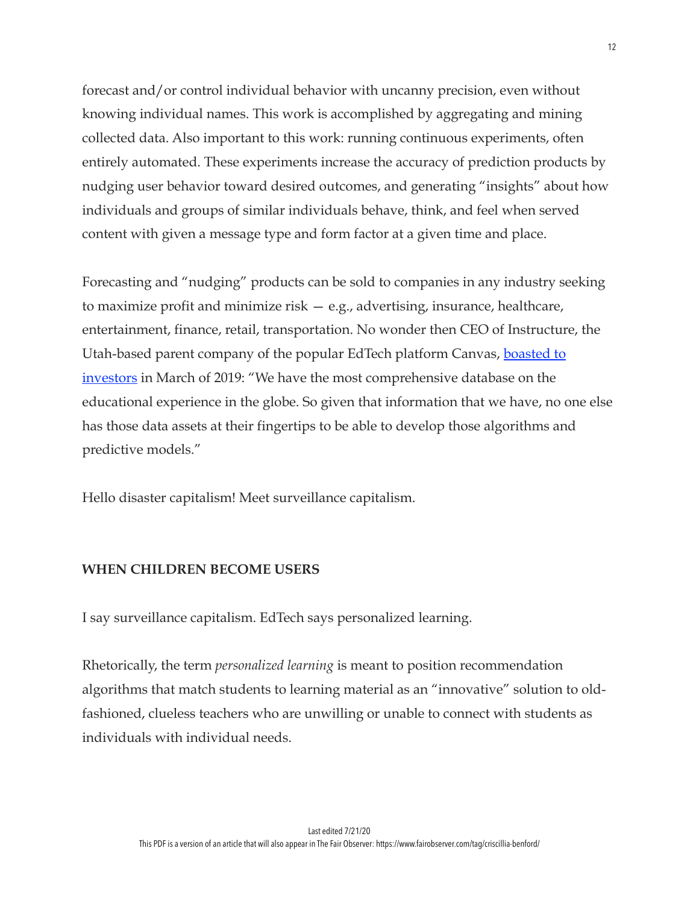forecast and/or control individual behavior with uncanny precision, even without knowing individual names. This work is accomplished by aggregating and mining collected data. Also important to this work: running continuous experiments, often entirely automated. These experiments increase the accuracy of prediction products by nudging user behavior toward desired outcomes, and generating "insights" about how individuals and groups of similar individuals behave, think, and feel when served content with given a message type and form factor at a given time and place.

Forecasting and "nudging" products can be sold to companies in any industry seeking to maximize profit and minimize risk — e.g., advertising, insurance, healthcare, entertainment, finance, retail, transportation. No wonder then CEO of Instructure, the Utah-based parent company of the popular EdTech platform Canvas, boasted to investors in March of 2019: "We have the most comprehensive database on the educational experience in the globe. So given that information that we have, no one else has those data assets at their fingertips to be able to develop those algorithms and predictive models."

Hello disaster capitalism! Meet surveillance capitalism.

**WHEN CHILDREN BECOME USERS**

I say surveillance capitalism. EdTech says personalized learning.

Rhetorically, the term *personalized learning* is meant to position recommendation algorithms that match students to learning material as an "innovative" solution to old-fashioned, clueless teachers who are unwilling or unable to connect with students as individuals with individual needs.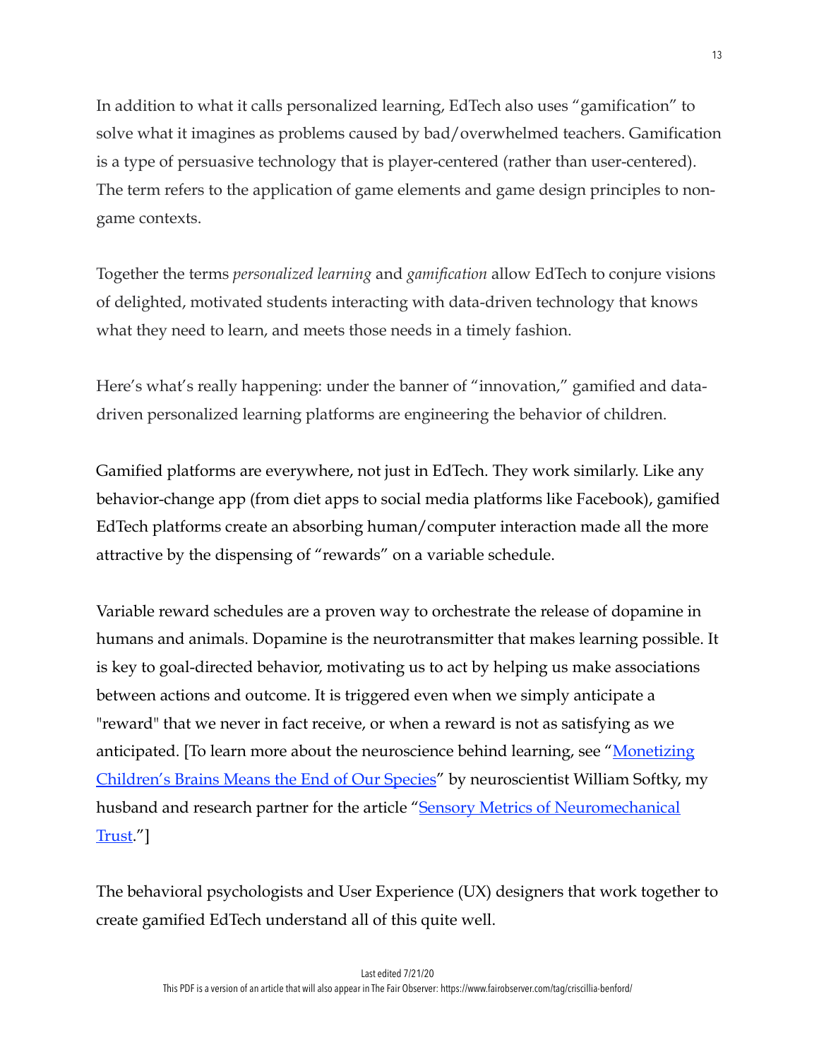In addition to what it calls personalized learning, EdTech also uses "gamification" to solve what it imagines as problems caused by bad/overwhelmed teachers. Gamification is a type of persuasive technology that is player-centered (rather than user-centered). The term refers to the application of game elements and game design principles to non-game contexts.

Together the terms *personalized learning* and *gamification* allow EdTech to conjure visions of delighted, motivated students interacting with data-driven technology that knows what they need to learn, and meets those needs in a timely fashion.

Here's what's really happening: under the banner of "innovation," gamified and data-driven personalized learning platforms are engineering the behavior of children.

Gamified platforms are everywhere, not just in EdTech. They work similarly. Like any behavior-change app (from diet apps to social media platforms like Facebook), gamified EdTech platforms create an absorbing human/computer interaction made all the more attractive by the dispensing of "rewards" on a variable schedule.

Variable reward schedules are a proven way to orchestrate the release of dopamine in humans and animals. Dopamine is the neurotransmitter that makes learning possible. It is key to goal-directed behavior, motivating us to act by helping us make associations between actions and outcome. It is triggered even when we simply anticipate a "reward" that we never in fact receive, or when a reward is not as satisfying as we anticipated. [To learn more about the neuroscience behind learning, see "Monetizing Children's Brains Means the End of Our Species" by neuroscientist William Softky, my husband and research partner for the article "Sensory Metrics of Neuromechanical Trust."]

The behavioral psychologists and User Experience (UX) designers that work together to create gamified EdTech understand all of this quite well.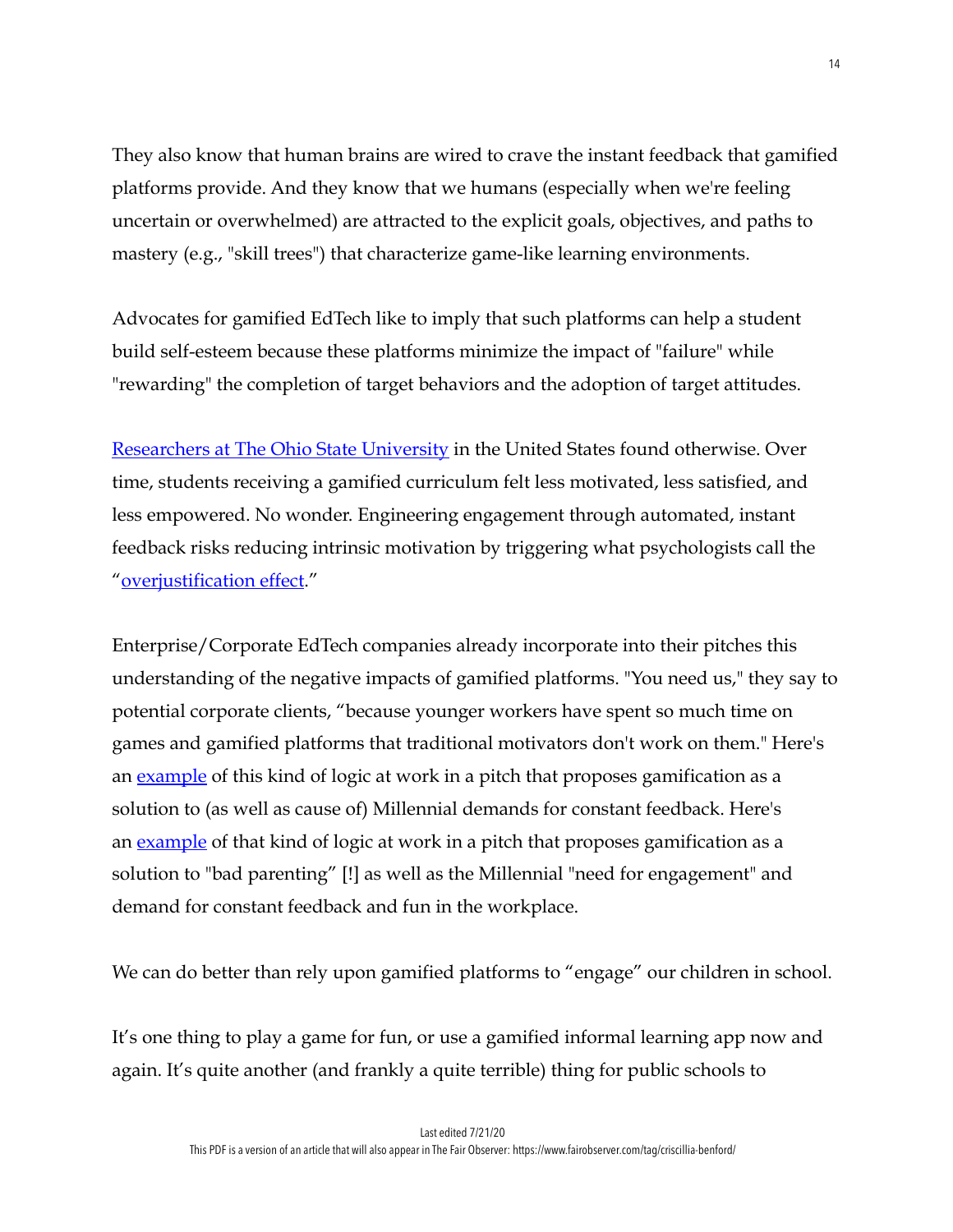They also know that human brains are wired to crave the instant feedback that gamified platforms provide. And they know that we humans (especially when we're feeling uncertain or overwhelmed) are attracted to the explicit goals, objectives, and paths to mastery (e.g., "skill trees") that characterize game-like learning environments.

Advocates for gamified EdTech like to imply that such platforms can help a student build self-esteem because these platforms minimize the impact of "failure" while "rewarding" the completion of target behaviors and the adoption of target attitudes.

Researchers at The Ohio State University in the United States found otherwise. Over time, students receiving a gamified curriculum felt less motivated, less satisfied, and less empowered. No wonder. Engineering engagement through automated, instant feedback risks reducing intrinsic motivation by triggering what psychologists call the "overjustification effect."

Enterprise/Corporate EdTech companies already incorporate into their pitches this understanding of the negative impacts of gamified platforms. "You need us," they say to potential corporate clients, "because younger workers have spent so much time on games and gamified platforms that traditional motivators don't work on them." Here's an example of this kind of logic at work in a pitch that proposes gamification as a solution to (as well as cause of) Millennial demands for constant feedback. Here's an example of that kind of logic at work in a pitch that proposes gamification as a solution to "bad parenting" [!] as well as the Millennial "need for engagement" and demand for constant feedback and fun in the workplace.

We can do better than rely upon gamified platforms to "engage" our children in school.

It's one thing to play a game for fun, or use a gamified informal learning app now and again. It's quite another (and frankly a quite terrible) thing for public schools to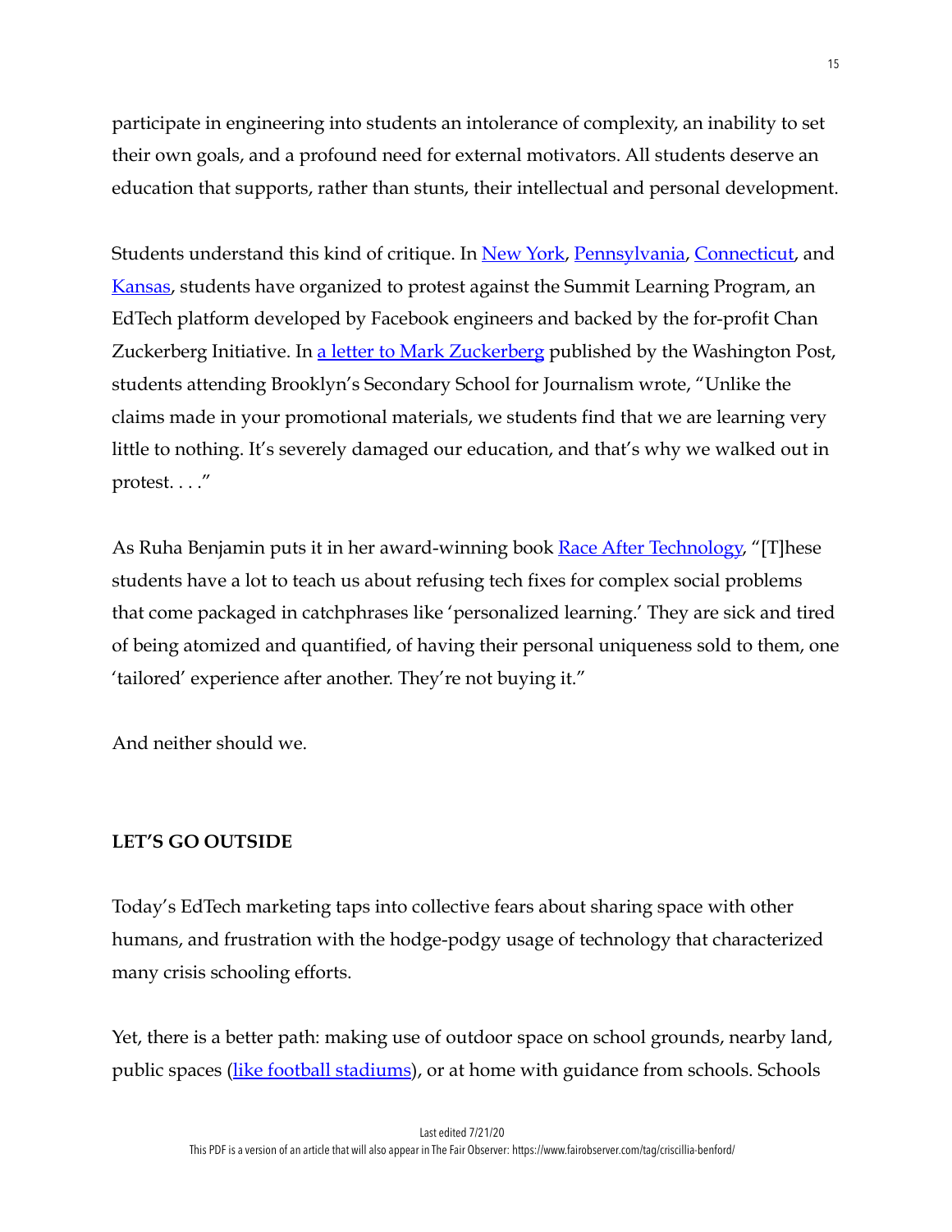participate in engineering into students an intolerance of complexity, an inability to set their own goals, and a profound need for external motivators. All students deserve an education that supports, rather than stunts, their intellectual and personal development.

Students understand this kind of critique. In New York, Pennsylvania, Connecticut, and Kansas, students have organized to protest against the Summit Learning Program, an EdTech platform developed by Facebook engineers and backed by the for-profit Chan Zuckerberg Initiative. In a letter to Mark Zuckerberg published by the Washington Post, students attending Brooklyn's Secondary School for Journalism wrote, "Unlike the claims made in your promotional materials, we students find that we are learning very little to nothing. It's severely damaged our education, and that's why we walked out in protest. . . ."

As Ruha Benjamin puts it in her award-winning book Race After Technology, "[T]hese students have a lot to teach us about refusing tech fixes for complex social problems that come packaged in catchphrases like 'personalized learning.' They are sick and tired of being atomized and quantified, of having their personal uniqueness sold to them, one 'tailored' experience after another. They're not buying it."

And neither should we.

## LET'S GO OUTSIDE

Today's EdTech marketing taps into collective fears about sharing space with other humans, and frustration with the hodge-podgy usage of technology that characterized many crisis schooling efforts.

Yet, there is a better path: making use of outdoor space on school grounds, nearby land, public spaces (like football stadiums), or at home with guidance from schools. Schools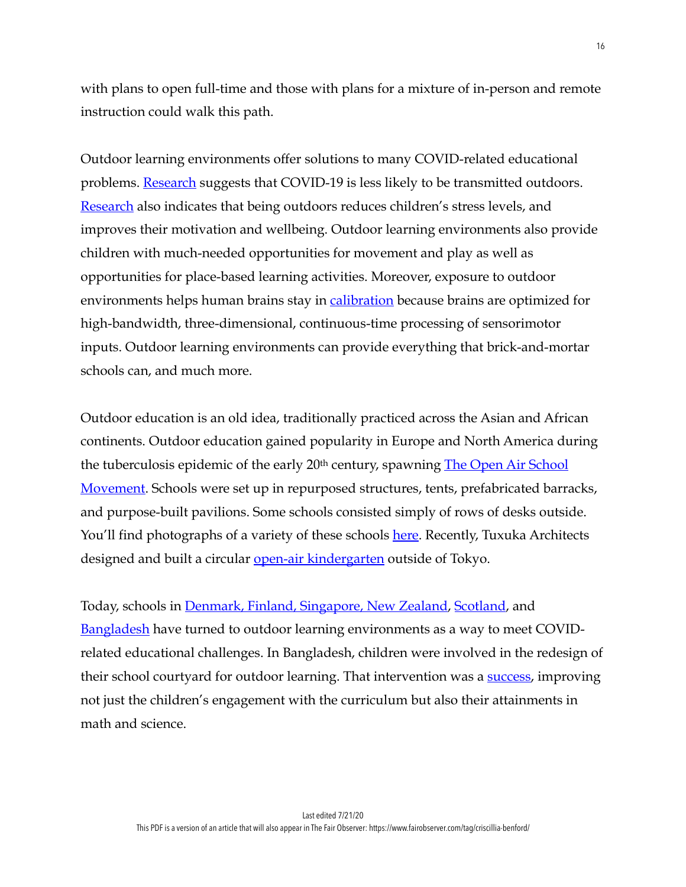with plans to open full-time and those with plans for a mixture of in-person and remote instruction could walk this path.

Outdoor learning environments offer solutions to many COVID-related educational problems. Research suggests that COVID-19 is less likely to be transmitted outdoors. Research also indicates that being outdoors reduces children's stress levels, and improves their motivation and wellbeing. Outdoor learning environments also provide children with much-needed opportunities for movement and play as well as opportunities for place-based learning activities. Moreover, exposure to outdoor environments helps human brains stay in calibration because brains are optimized for high-bandwidth, three-dimensional, continuous-time processing of sensorimotor inputs. Outdoor learning environments can provide everything that brick-and-mortar schools can, and much more.

Outdoor education is an old idea, traditionally practiced across the Asian and African continents. Outdoor education gained popularity in Europe and North America during the tuberculosis epidemic of the early 20th century, spawning The Open Air School Movement. Schools were set up in repurposed structures, tents, prefabricated barracks, and purpose-built pavilions. Some schools consisted simply of rows of desks outside. You'll find photographs of a variety of these schools here. Recently, Tuxuka Architects designed and built a circular open-air kindergarten outside of Tokyo.

Today, schools in Denmark, Finland, Singapore, New Zealand, Scotland, and Bangladesh have turned to outdoor learning environments as a way to meet COVID-related educational challenges. In Bangladesh, children were involved in the redesign of their school courtyard for outdoor learning. That intervention was a success, improving not just the children's engagement with the curriculum but also their attainments in math and science.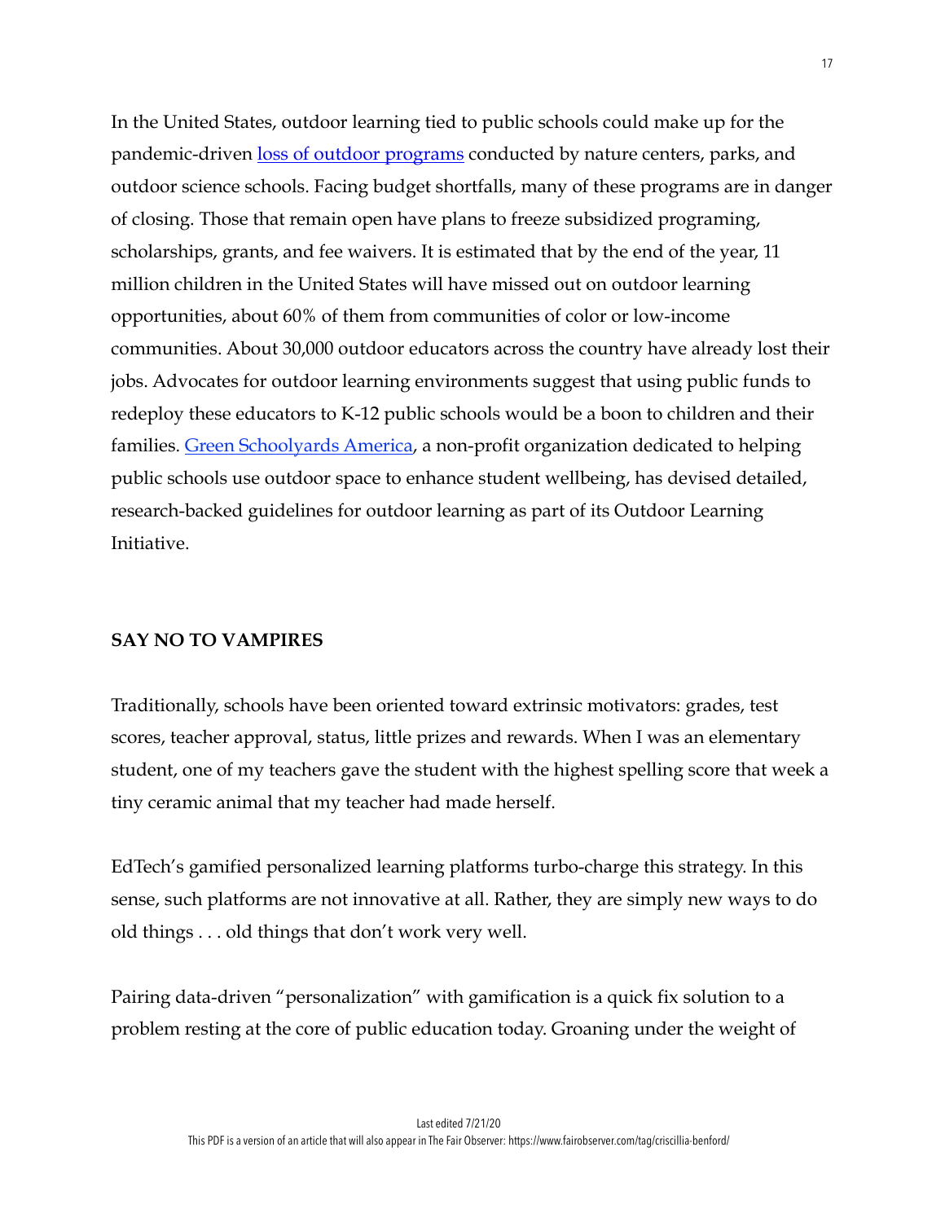In the United States, outdoor learning tied to public schools could make up for the pandemic-driven loss of outdoor programs conducted by nature centers, parks, and outdoor science schools. Facing budget shortfalls, many of these programs are in danger of closing. Those that remain open have plans to freeze subsidized programing, scholarships, grants, and fee waivers. It is estimated that by the end of the year, 11 million children in the United States will have missed out on outdoor learning opportunities, about 60% of them from communities of color or low-income communities. About 30,000 outdoor educators across the country have already lost their jobs. Advocates for outdoor learning environments suggest that using public funds to redeploy these educators to K-12 public schools would be a boon to children and their families. Green Schoolyards America, a non-profit organization dedicated to helping public schools use outdoor space to enhance student wellbeing, has devised detailed, research-backed guidelines for outdoor learning as part of its Outdoor Learning Initiative.

## SAY NO TO VAMPIRES

Traditionally, schools have been oriented toward extrinsic motivators: grades, test scores, teacher approval, status, little prizes and rewards. When I was an elementary student, one of my teachers gave the student with the highest spelling score that week a tiny ceramic animal that my teacher had made herself.

EdTech's gamified personalized learning platforms turbo-charge this strategy. In this sense, such platforms are not innovative at all. Rather, they are simply new ways to do old things . . . old things that don't work very well.

Pairing data-driven "personalization" with gamification is a quick fix solution to a problem resting at the core of public education today. Groaning under the weight of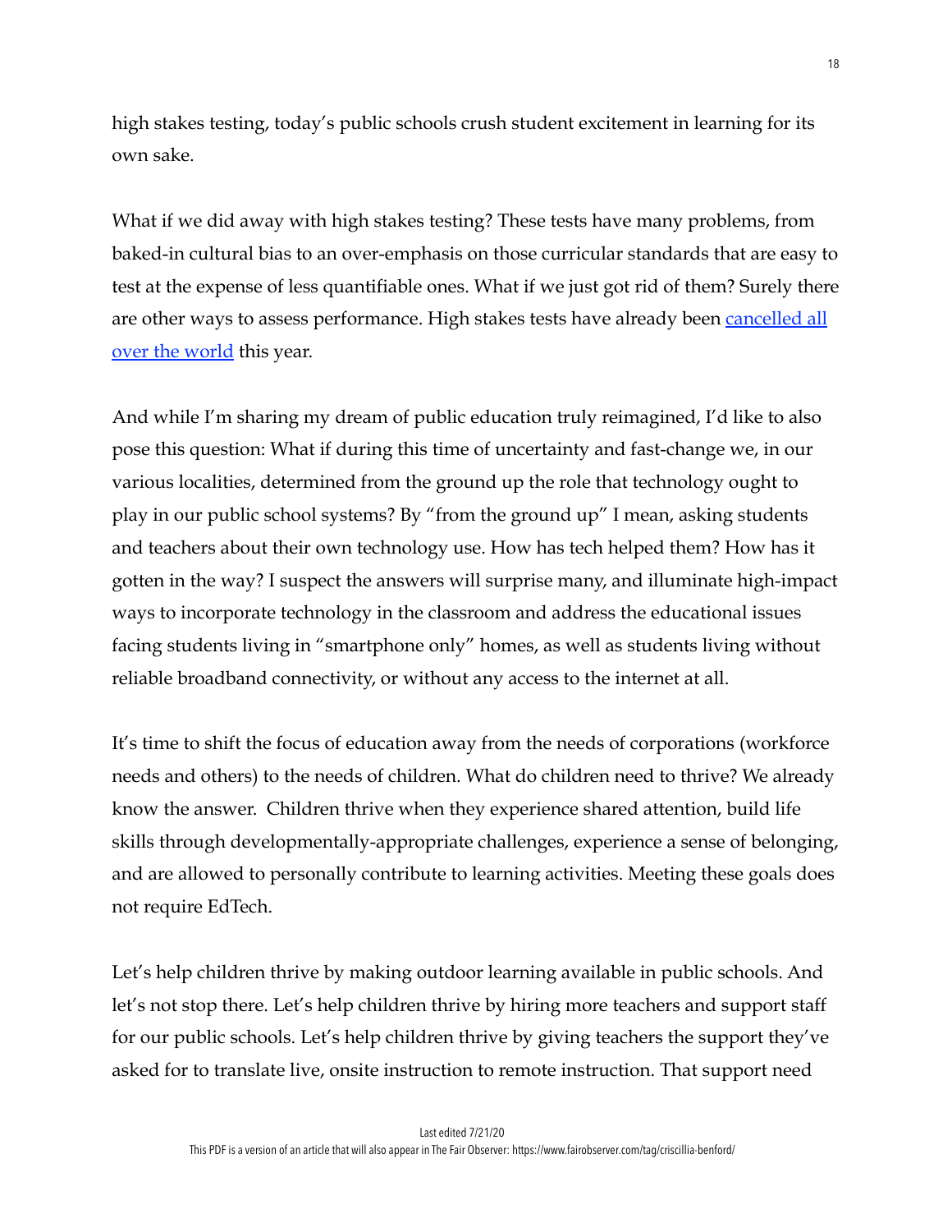high stakes testing, today's public schools crush student excitement in learning for its own sake.

What if we did away with high stakes testing? These tests have many problems, from baked-in cultural bias to an over-emphasis on those curricular standards that are easy to test at the expense of less quantifiable ones. What if we just got rid of them? Surely there are other ways to assess performance. High stakes tests have already been cancelled all over the world this year.

And while I'm sharing my dream of public education truly reimagined, I'd like to also pose this question: What if during this time of uncertainty and fast-change we, in our various localities, determined from the ground up the role that technology ought to play in our public school systems? By "from the ground up" I mean, asking students and teachers about their own technology use. How has tech helped them? How has it gotten in the way? I suspect the answers will surprise many, and illuminate high-impact ways to incorporate technology in the classroom and address the educational issues facing students living in "smartphone only" homes, as well as students living without reliable broadband connectivity, or without any access to the internet at all.

It's time to shift the focus of education away from the needs of corporations (workforce needs and others) to the needs of children. What do children need to thrive? We already know the answer. Children thrive when they experience shared attention, build life skills through developmentally-appropriate challenges, experience a sense of belonging, and are allowed to personally contribute to learning activities. Meeting these goals does not require EdTech.

Let's help children thrive by making outdoor learning available in public schools. And let's not stop there. Let's help children thrive by hiring more teachers and support staff for our public schools. Let's help children thrive by giving teachers the support they've asked for to translate live, onsite instruction to remote instruction. That support need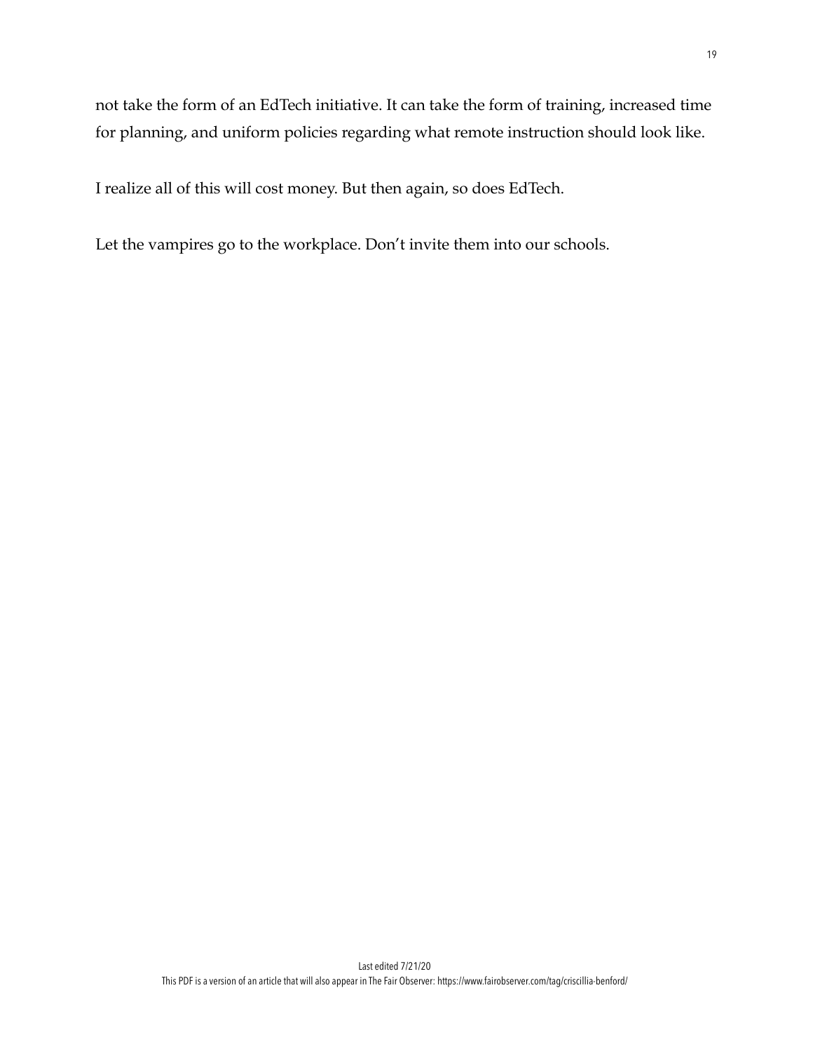not take the form of an EdTech initiative. It can take the form of training, increased time for planning, and uniform policies regarding what remote instruction should look like.

I realize all of this will cost money. But then again, so does EdTech.

Let the vampires go to the workplace. Don't invite them into our schools.